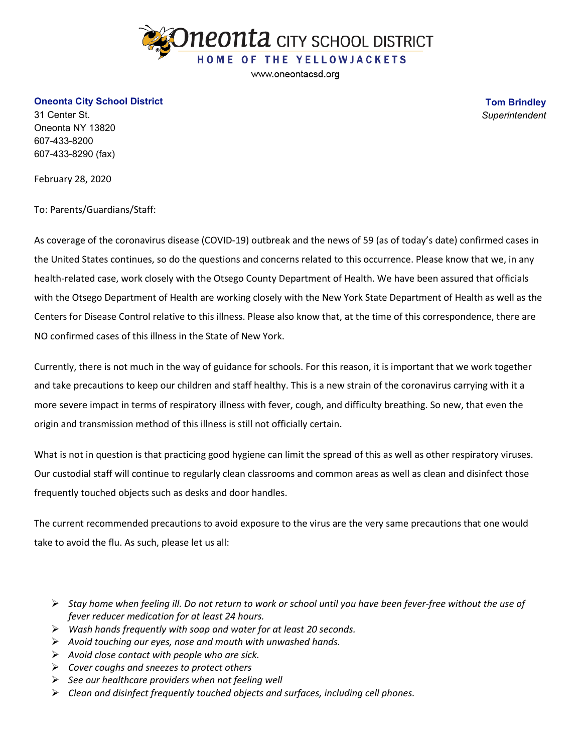Oneonta CITY SCHOOL DISTRICT

HOME OF THE YELLOWJACKETS

www.oneontacsd.org

**Oneonta City School District**
31 Center St.
Oneonta NY 13820
607-433-8200
607-433-8290 (fax)

**Tom Brindley**
*Superintendent*

February 28, 2020

To: Parents/Guardians/Staff:

As coverage of the coronavirus disease (COVID-19) outbreak and the news of 59 (as of today's date) confirmed cases in the United States continues, so do the questions and concerns related to this occurrence. Please know that we, in any health-related case, work closely with the Otsego County Department of Health. We have been assured that officials with the Otsego Department of Health are working closely with the New York State Department of Health as well as the Centers for Disease Control relative to this illness. Please also know that, at the time of this correspondence, there are NO confirmed cases of this illness in the State of New York.

Currently, there is not much in the way of guidance for schools. For this reason, it is important that we work together and take precautions to keep our children and staff healthy. This is a new strain of the coronavirus carrying with it a more severe impact in terms of respiratory illness with fever, cough, and difficulty breathing. So new, that even the origin and transmission method of this illness is still not officially certain.

What is not in question is that practicing good hygiene can limit the spread of this as well as other respiratory viruses. Our custodial staff will continue to regularly clean classrooms and common areas as well as clean and disinfect those frequently touched objects such as desks and door handles.

The current recommended precautions to avoid exposure to the virus are the very same precautions that one would take to avoid the flu. As such, please let us all:

- *Stay home when feeling ill. Do not return to work or school until you have been fever-free without the use of fever reducer medication for at least 24 hours.*
- *Wash hands frequently with soap and water for at least 20 seconds.*
- *Avoid touching our eyes, nose and mouth with unwashed hands.*
- *Avoid close contact with people who are sick.*
- *Cover coughs and sneezes to protect others*
- *See our healthcare providers when not feeling well*
- *Clean and disinfect frequently touched objects and surfaces, including cell phones.*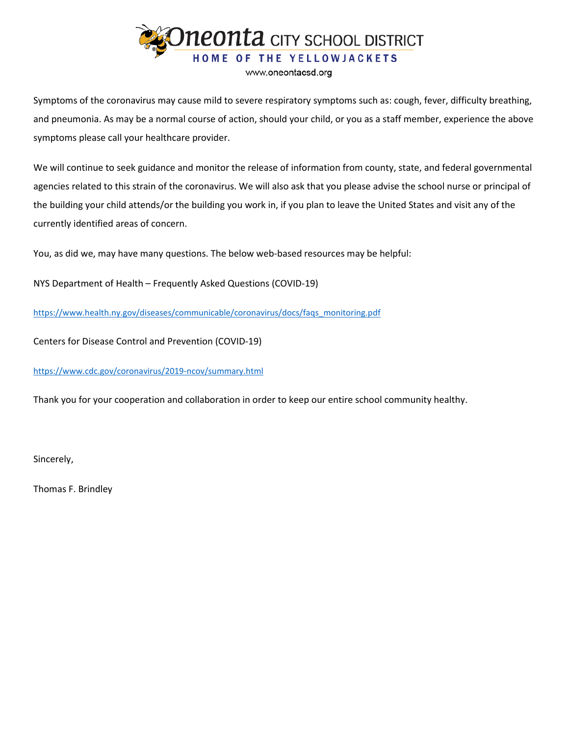Symptoms of the coronavirus may cause mild to severe respiratory symptoms such as: cough, fever, difficulty breathing, and pneumonia. As may be a normal course of action, should your child, or you as a staff member, experience the above symptoms please call your healthcare provider.

We will continue to seek guidance and monitor the release of information from county, state, and federal governmental agencies related to this strain of the coronavirus. We will also ask that you please advise the school nurse or principal of the building your child attends/or the building you work in, if you plan to leave the United States and visit any of the currently identified areas of concern.

You, as did we, may have many questions. The below web-based resources may be helpful:

NYS Department of Health – Frequently Asked Questions (COVID-19)

https://www.health.ny.gov/diseases/communicable/coronavirus/docs/faqs_monitoring.pdf

Centers for Disease Control and Prevention (COVID-19)

https://www.cdc.gov/coronavirus/2019-ncov/summary.html

Thank you for your cooperation and collaboration in order to keep our entire school community healthy.

Sincerely,

Thomas F. Brindley